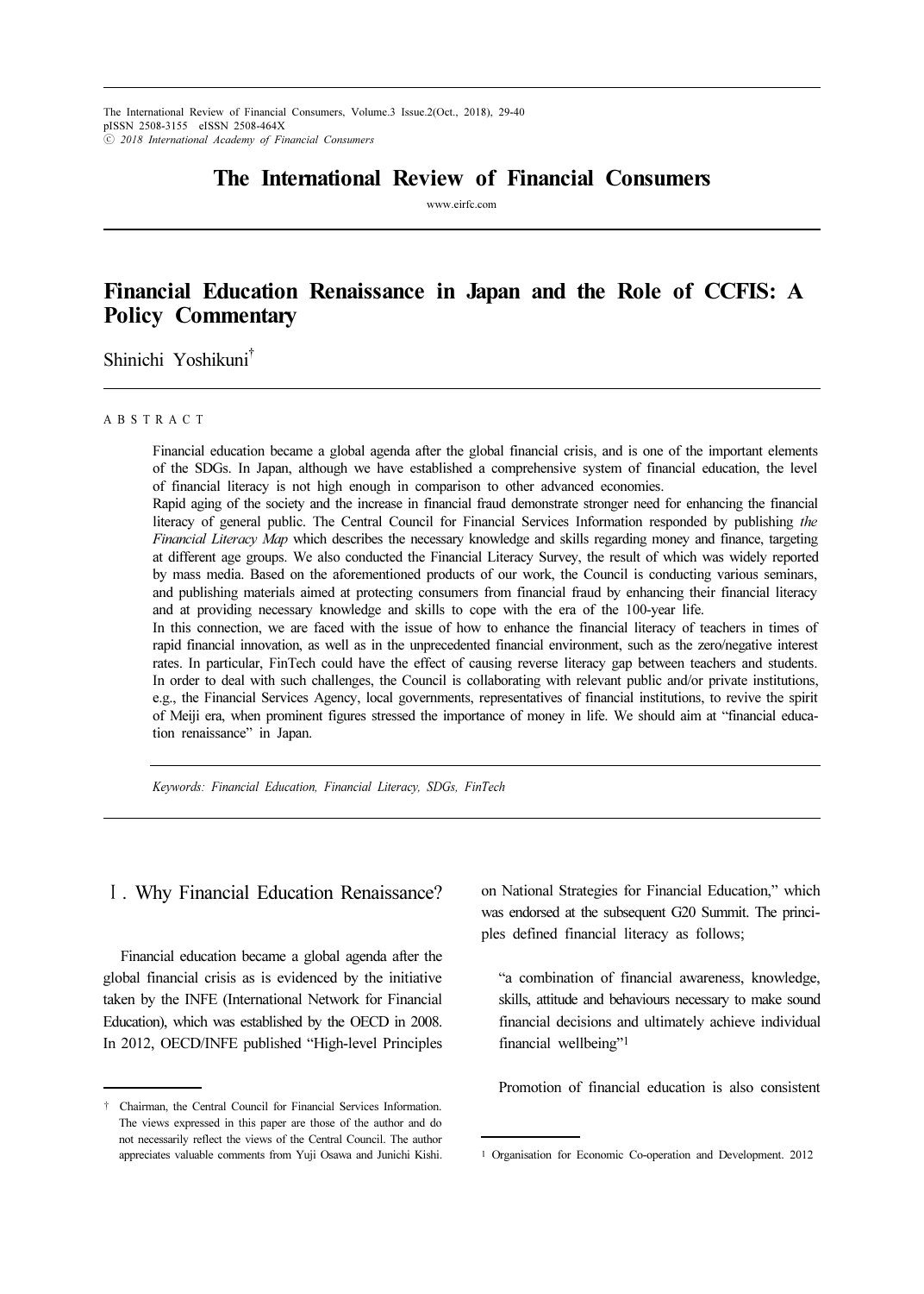# The International Review of Financial Consumers

www.eirfc.com

# Financial Education Renaissance in Japan and the Role of CCFIS: A Policy Commentary

Shinichi Yoshikuni[†]

A B S T R A C T

Financial education became a global agenda after the global financial crisis, and is one of the important elements of the SDGs. In Japan, although we have established a comprehensive system of financial education, the level of financial literacy is not high enough in comparison to other advanced economies.

Rapid aging of the society and the increase in financial fraud demonstrate stronger need for enhancing the financial literacy of general public. The Central Council for Financial Services Information responded by publishing *the Financial Literacy Map* which describes the necessary knowledge and skills regarding money and finance, targeting at different age groups. We also conducted the Financial Literacy Survey, the result of which was widely reported by mass media. Based on the aforementioned products of our work, the Council is conducting various seminars, and publishing materials aimed at protecting consumers from financial fraud by enhancing their financial literacy and at providing necessary knowledge and skills to cope with the era of the 100-year life.

In this connection, we are faced with the issue of how to enhance the financial literacy of teachers in times of rapid financial innovation, as well as in the unprecedented financial environment, such as the zero/negative interest rates. In particular, FinTech could have the effect of causing reverse literacy gap between teachers and students. In order to deal with such challenges, the Council is collaborating with relevant public and/or private institutions, e.g., the Financial Services Agency, local governments, representatives of financial institutions, to revive the spirit of Meiji era, when prominent figures stressed the importance of money in life. We should aim at "financial education renaissance" in Japan.

*Keywords: Financial Education, Financial Literacy, SDGs, FinTech*

## Ⅰ. Why Financial Education Renaissance?

Financial education became a global agenda after the global financial crisis as is evidenced by the initiative taken by the INFE (International Network for Financial Education), which was established by the OECD in 2008. In 2012, OECD/INFE published "High-level Principles on National Strategies for Financial Education," which was endorsed at the subsequent G20 Summit. The principles defined financial literacy as follows;

> "a combination of financial awareness, knowledge, skills, attitude and behaviours necessary to make sound financial decisions and ultimately achieve individual financial wellbeing"[1]

Promotion of financial education is also consistent

---

† Chairman, the Central Council for Financial Services Information. The views expressed in this paper are those of the author and do not necessarily reflect the views of the Central Council. The author appreciates valuable comments from Yuji Osawa and Junichi Kishi.

[1] Organisation for Economic Co-operation and Development. 2012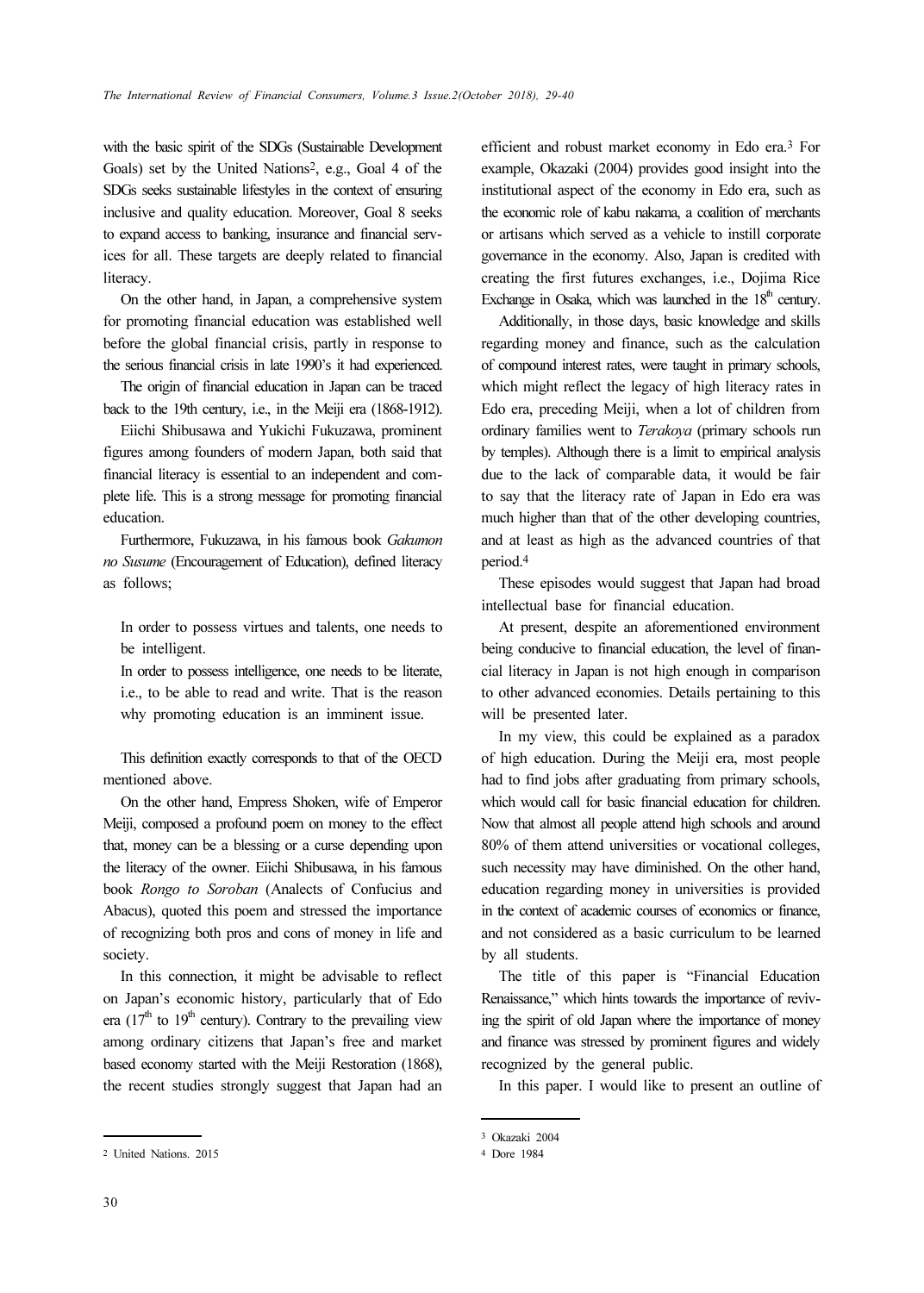with the basic spirit of the SDGs (Sustainable Development Goals) set by the United Nations[2], e.g., Goal 4 of the SDGs seeks sustainable lifestyles in the context of ensuring inclusive and quality education. Moreover, Goal 8 seeks to expand access to banking, insurance and financial services for all. These targets are deeply related to financial literacy.

On the other hand, in Japan, a comprehensive system for promoting financial education was established well before the global financial crisis, partly in response to the serious financial crisis in late 1990's it had experienced.

The origin of financial education in Japan can be traced back to the 19th century, i.e., in the Meiji era (1868-1912).

Eiichi Shibusawa and Yukichi Fukuzawa, prominent figures among founders of modern Japan, both said that financial literacy is essential to an independent and complete life. This is a strong message for promoting financial education.

Furthermore, Fukuzawa, in his famous book *Gakumon no Susume* (Encouragement of Education), defined literacy as follows;

> In order to possess virtues and talents, one needs to be intelligent.
> In order to possess intelligence, one needs to be literate, i.e., to be able to read and write. That is the reason why promoting education is an imminent issue.

This definition exactly corresponds to that of the OECD mentioned above.

On the other hand, Empress Shoken, wife of Emperor Meiji, composed a profound poem on money to the effect that, money can be a blessing or a curse depending upon the literacy of the owner. Eiichi Shibusawa, in his famous book *Rongo to Soroban* (Analects of Confucius and Abacus), quoted this poem and stressed the importance of recognizing both pros and cons of money in life and society.

In this connection, it might be advisable to reflect on Japan's economic history, particularly that of Edo era ($17^{th}$ to $19^{th}$ century). Contrary to the prevailing view among ordinary citizens that Japan's free and market based economy started with the Meiji Restoration (1868), the recent studies strongly suggest that Japan had an efficient and robust market economy in Edo era.[3] For example, Okazaki (2004) provides good insight into the institutional aspect of the economy in Edo era, such as the economic role of kabu nakama, a coalition of merchants or artisans which served as a vehicle to instill corporate governance in the economy. Also, Japan is credited with creating the first futures exchanges, i.e., Dojima Rice Exchange in Osaka, which was launched in the $18^{th}$ century.

Additionally, in those days, basic knowledge and skills regarding money and finance, such as the calculation of compound interest rates, were taught in primary schools, which might reflect the legacy of high literacy rates in Edo era, preceding Meiji, when a lot of children from ordinary families went to *Terakoya* (primary schools run by temples). Although there is a limit to empirical analysis due to the lack of comparable data, it would be fair to say that the literacy rate of Japan in Edo era was much higher than that of the other developing countries, and at least as high as the advanced countries of that period.[4]

These episodes would suggest that Japan had broad intellectual base for financial education.

At present, despite an aforementioned environment being conducive to financial education, the level of financial literacy in Japan is not high enough in comparison to other advanced economies. Details pertaining to this will be presented later.

In my view, this could be explained as a paradox of high education. During the Meiji era, most people had to find jobs after graduating from primary schools, which would call for basic financial education for children. Now that almost all people attend high schools and around 80% of them attend universities or vocational colleges, such necessity may have diminished. On the other hand, education regarding money in universities is provided in the context of academic courses of economics or finance, and not considered as a basic curriculum to be learned by all students.

The title of this paper is "Financial Education Renaissance," which hints towards the importance of reviving the spirit of old Japan where the importance of money and finance was stressed by prominent figures and widely recognized by the general public.

In this paper. I would like to present an outline of

---

[2] United Nations. 2015

[3] Okazaki 2004

[4] Dore 1984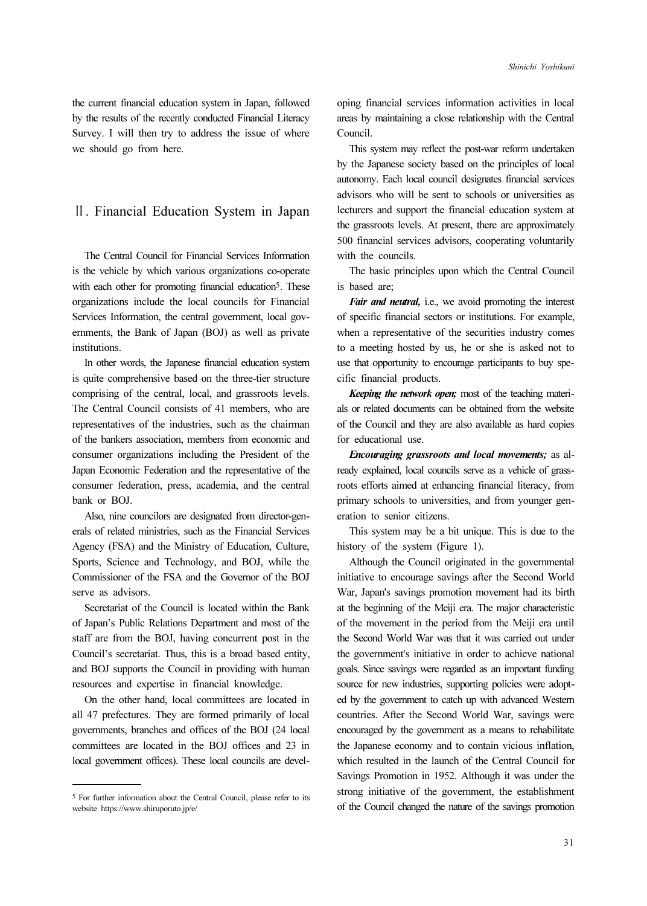the current financial education system in Japan, followed by the results of the recently conducted Financial Literacy Survey. I will then try to address the issue of where we should go from here.

## Ⅱ. Financial Education System in Japan

The Central Council for Financial Services Information is the vehicle by which various organizations co-operate with each other for promoting financial education[5]. These organizations include the local councils for Financial Services Information, the central government, local governments, the Bank of Japan (BOJ) as well as private institutions.

In other words, the Japanese financial education system is quite comprehensive based on the three-tier structure comprising of the central, local, and grassroots levels. The Central Council consists of 41 members, who are representatives of the industries, such as the chairman of the bankers association, members from economic and consumer organizations including the President of the Japan Economic Federation and the representative of the consumer federation, press, academia, and the central bank or BOJ.

Also, nine councilors are designated from director-generals of related ministries, such as the Financial Services Agency (FSA) and the Ministry of Education, Culture, Sports, Science and Technology, and BOJ, while the Commissioner of the FSA and the Governor of the BOJ serve as advisors.

Secretariat of the Council is located within the Bank of Japan's Public Relations Department and most of the staff are from the BOJ, having concurrent post in the Council's secretariat. Thus, this is a broad based entity, and BOJ supports the Council in providing with human resources and expertise in financial knowledge.

On the other hand, local committees are located in all 47 prefectures. They are formed primarily of local governments, branches and offices of the BOJ (24 local committees are located in the BOJ offices and 23 in local government offices). These local councils are developing financial services information activities in local areas by maintaining a close relationship with the Central Council.

This system may reflect the post-war reform undertaken by the Japanese society based on the principles of local autonomy. Each local council designates financial services advisors who will be sent to schools or universities as lecturers and support the financial education system at the grassroots levels. At present, there are approximately 500 financial services advisors, cooperating voluntarily with the councils.

The basic principles upon which the Central Council is based are;

***Fair and neutral,*** i.e., we avoid promoting the interest of specific financial sectors or institutions. For example, when a representative of the securities industry comes to a meeting hosted by us, he or she is asked not to use that opportunity to encourage participants to buy specific financial products.

***Keeping the network open;*** most of the teaching materials or related documents can be obtained from the website of the Council and they are also available as hard copies for educational use.

***Encouraging grassroots and local movements;*** as already explained, local councils serve as a vehicle of grassroots efforts aimed at enhancing financial literacy, from primary schools to universities, and from younger generation to senior citizens.

This system may be a bit unique. This is due to the history of the system (Figure 1).

Although the Council originated in the governmental initiative to encourage savings after the Second World War, Japan's savings promotion movement had its birth at the beginning of the Meiji era. The major characteristic of the movement in the period from the Meiji era until the Second World War was that it was carried out under the government's initiative in order to achieve national goals. Since savings were regarded as an important funding source for new industries, supporting policies were adopted by the government to catch up with advanced Western countries. After the Second World War, savings were encouraged by the government as a means to rehabilitate the Japanese economy and to contain vicious inflation, which resulted in the launch of the Central Council for Savings Promotion in 1952. Although it was under the strong initiative of the government, the establishment of the Council changed the nature of the savings promotion

[5] For further information about the Central Council, please refer to its website https://www.shiruporuto.jp/e/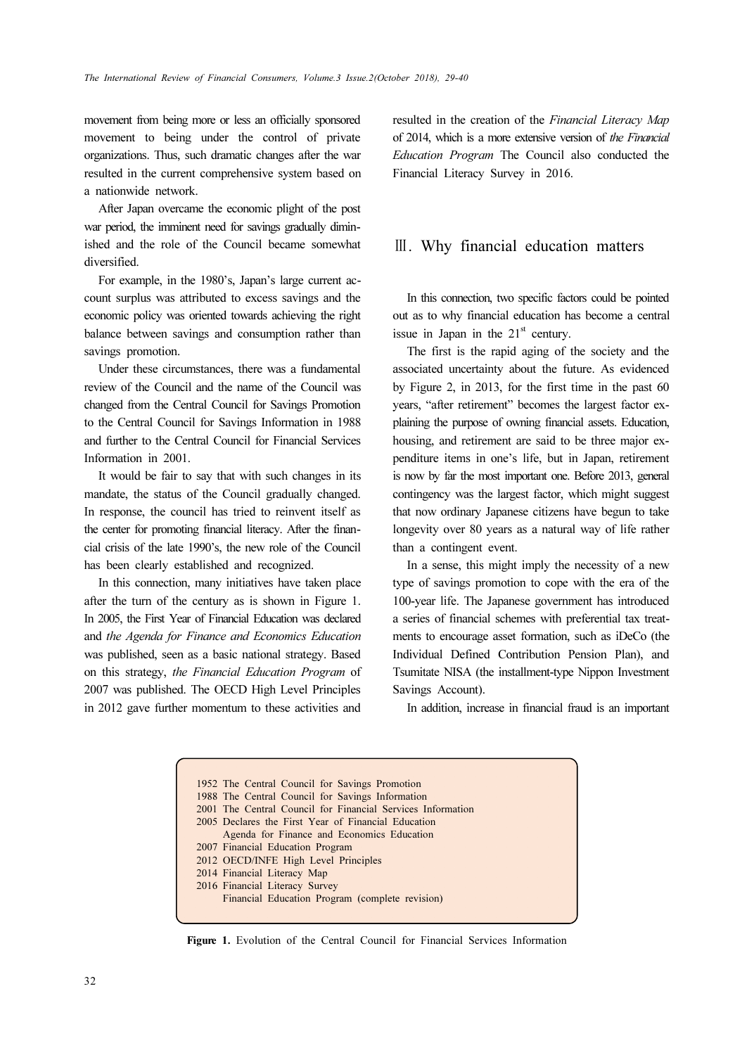movement from being more or less an officially sponsored movement to being under the control of private organizations. Thus, such dramatic changes after the war resulted in the current comprehensive system based on a nationwide network.

After Japan overcame the economic plight of the post war period, the imminent need for savings gradually diminished and the role of the Council became somewhat diversified.

For example, in the 1980's, Japan's large current account surplus was attributed to excess savings and the economic policy was oriented towards achieving the right balance between savings and consumption rather than savings promotion.

Under these circumstances, there was a fundamental review of the Council and the name of the Council was changed from the Central Council for Savings Promotion to the Central Council for Savings Information in 1988 and further to the Central Council for Financial Services Information in 2001.

It would be fair to say that with such changes in its mandate, the status of the Council gradually changed. In response, the council has tried to reinvent itself as the center for promoting financial literacy. After the financial crisis of the late 1990's, the new role of the Council has been clearly established and recognized.

In this connection, many initiatives have taken place after the turn of the century as is shown in Figure 1. In 2005, the First Year of Financial Education was declared and *the Agenda for Finance and Economics Education* was published, seen as a basic national strategy. Based on this strategy, *the Financial Education Program* of 2007 was published. The OECD High Level Principles in 2012 gave further momentum to these activities and resulted in the creation of the *Financial Literacy Map* of 2014, which is a more extensive version of *the Financial Education Program* The Council also conducted the Financial Literacy Survey in 2016.

## Ⅲ. Why financial education matters

In this connection, two specific factors could be pointed out as to why financial education has become a central issue in Japan in the 21st century.

The first is the rapid aging of the society and the associated uncertainty about the future. As evidenced by Figure 2, in 2013, for the first time in the past 60 years, "after retirement" becomes the largest factor explaining the purpose of owning financial assets. Education, housing, and retirement are said to be three major expenditure items in one's life, but in Japan, retirement is now by far the most important one. Before 2013, general contingency was the largest factor, which might suggest that now ordinary Japanese citizens have begun to take longevity over 80 years as a natural way of life rather than a contingent event.

In a sense, this might imply the necessity of a new type of savings promotion to cope with the era of the 100-year life. The Japanese government has introduced a series of financial schemes with preferential tax treatments to encourage asset formation, such as iDeCo (the Individual Defined Contribution Pension Plan), and Tsumitate NISA (the installment-type Nippon Investment Savings Account).

In addition, increase in financial fraud is an important

1952 The Central Council for Savings Promotion
1988 The Central Council for Savings Information
2001 The Central Council for Financial Services Information
2005 Declares the First Year of Financial Education
Agenda for Finance and Economics Education
2007 Financial Education Program
2012 OECD/INFE High Level Principles
2014 Financial Literacy Map
2016 Financial Literacy Survey
Financial Education Program (complete revision)

**Figure 1.** Evolution of the Central Council for Financial Services Information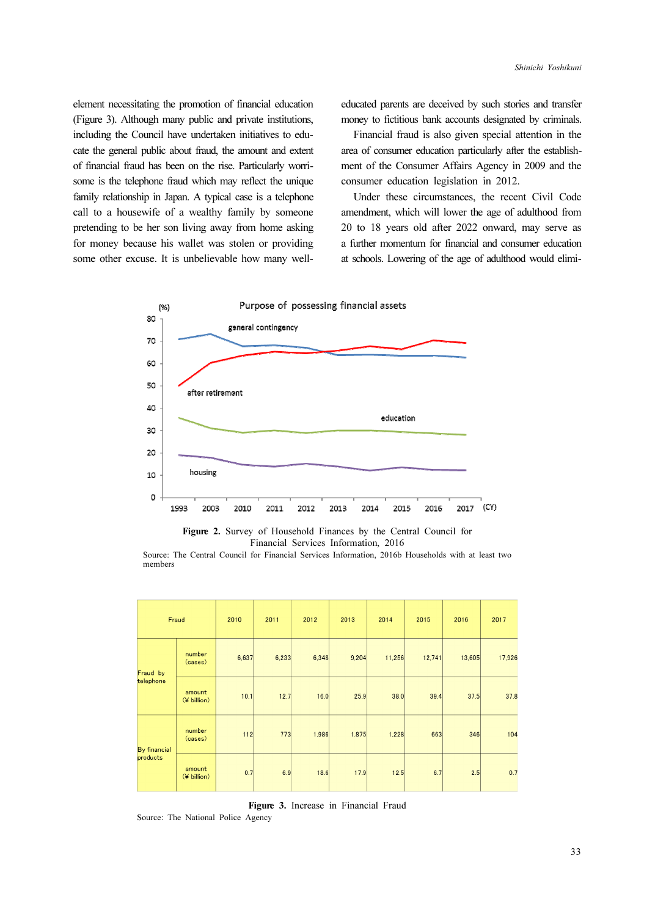element necessitating the promotion of financial education (Figure 3). Although many public and private institutions, including the Council have undertaken initiatives to educate the general public about fraud, the amount and extent of financial fraud has been on the rise. Particularly worrisome is the telephone fraud which may reflect the unique family relationship in Japan. A typical case is a telephone call to a housewife of a wealthy family by someone pretending to be her son living away from home asking for money because his wallet was stolen or providing some other excuse. It is unbelievable how many well-educated parents are deceived by such stories and transfer money to fictitious bank accounts designated by criminals.

Financial fraud is also given special attention in the area of consumer education particularly after the establishment of the Consumer Affairs Agency in 2009 and the consumer education legislation in 2012.

Under these circumstances, the recent Civil Code amendment, which will lower the age of adulthood from 20 to 18 years old after 2022 onward, may serve as a further momentum for financial and consumer education at schools. Lowering of the age of adulthood would elimi-

**Figure 2.** Survey of Household Finances by the Central Council for Financial Services Information, 2016

Source: The Central Council for Financial Services Information, 2016b Households with at least two members

| Fraud | | 2010 | 2011 | 2012 | 2013 | 2014 | 2015 | 2016 | 2017 |
|---|---|---|---|---|---|---|---|---|---|
| Fraud by telephone | number (cases) | 6,637 | 6,233 | 6,348 | 9,204 | 11,256 | 12,741 | 13,605 | 17,926 |
| | amount (¥ billion) | 10.1 | 12.7 | 16.0 | 25.9 | 38.0 | 39.4 | 37.5 | 37.8 |
| By financial products | number (cases) | 112 | 773 | 1,986 | 1,875 | 1,228 | 663 | 346 | 104 |
| | amount (¥ billion) | 0.7 | 6.9 | 18.6 | 17.9 | 12.5 | 6.7 | 2.5 | 0.7 |

**Figure 3.** Increase in Financial Fraud

Source: The National Police Agency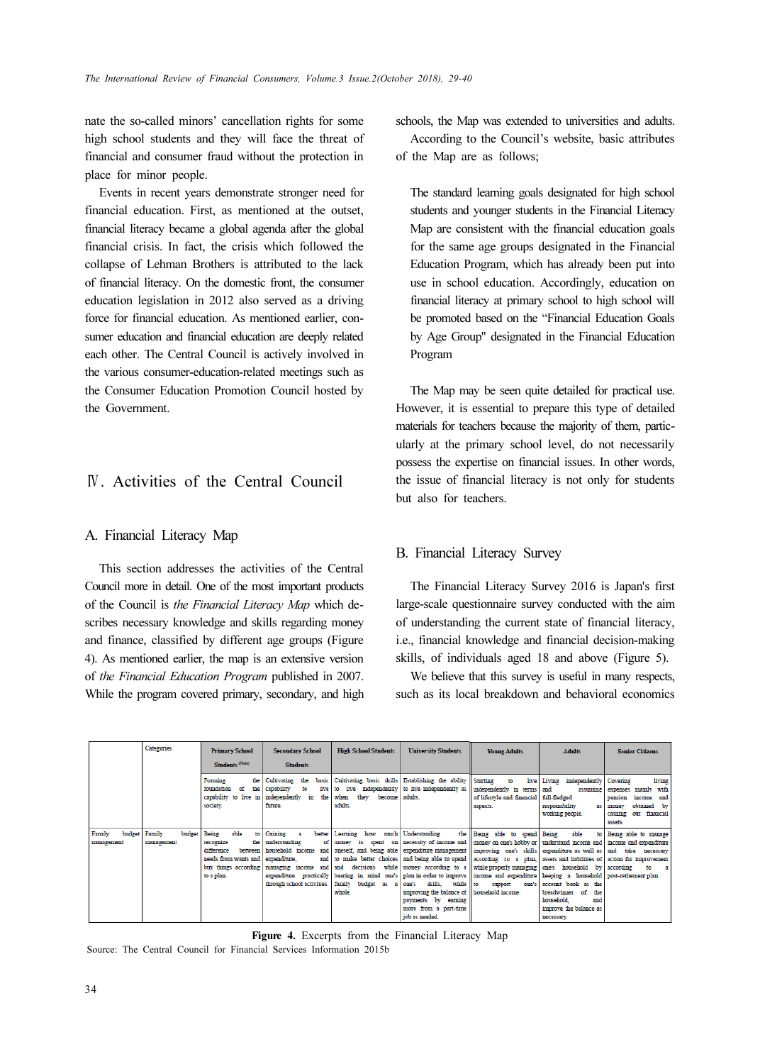nate the so-called minors' cancellation rights for some high school students and they will face the threat of financial and consumer fraud without the protection in place for minor people.

Events in recent years demonstrate stronger need for financial education. First, as mentioned at the outset, financial literacy became a global agenda after the global financial crisis. In fact, the crisis which followed the collapse of Lehman Brothers is attributed to the lack of financial literacy. On the domestic front, the consumer education legislation in 2012 also served as a driving force for financial education. As mentioned earlier, consumer education and financial education are deeply related each other. The Central Council is actively involved in the various consumer-education-related meetings such as the Consumer Education Promotion Council hosted by the Government.

## Ⅳ. Activities of the Central Council

### A. Financial Literacy Map

This section addresses the activities of the Central Council more in detail. One of the most important products of the Council is *the Financial Literacy Map* which describes necessary knowledge and skills regarding money and finance, classified by different age groups (Figure 4). As mentioned earlier, the map is an extensive version of *the Financial Education Program* published in 2007. While the program covered primary, secondary, and high schools, the Map was extended to universities and adults.

According to the Council's website, basic attributes of the Map are as follows;

> The standard learning goals designated for high school students and younger students in the Financial Literacy Map are consistent with the financial education goals for the same age groups designated in the Financial Education Program, which has already been put into use in school education. Accordingly, education on financial literacy at primary school to high school will be promoted based on the "Financial Education Goals by Age Group" designated in the Financial Education Program

The Map may be seen quite detailed for practical use. However, it is essential to prepare this type of detailed materials for teachers because the majority of them, particularly at the primary school level, do not necessarily possess the expertise on financial issues. In other words, the issue of financial literacy is not only for students but also for teachers.

### B. Financial Literacy Survey

The Financial Literacy Survey 2016 is Japan's first large-scale questionnaire survey conducted with the aim of understanding the current state of financial literacy, i.e., financial knowledge and financial decision-making skills, of individuals aged 18 and above (Figure 5).

We believe that this survey is useful in many respects, such as its local breakdown and behavioral economics

| | Categories | Primary School Students (Note) | Secondary School Students | High School Students | University Students | Young Adults | Adults | Senior Citizens |
|---|---|---|---|---|---|---|---|---|
| | | Forming the foundation of the capability to live in society. | Cultivating the basic capability to live independently in the future. | Cultivating basic skills to live independently when they become adults. | Establishing the ability to live independently as adults. | Starting to live independently in terms of lifestyle and financial aspects. | Living independently and assuming full-fledged responsibility as working people. | Covering living expenses mainly with pension income and money obtained by cashing out financial assets. |
| Family budget management | Family budget management | Being able to recognize the difference between needs from wants and buy things according to a plan. | Gaining a better understanding of household income and expenditure, and managing income and expenditure practically through school activities. | Learning how much money is spent on oneself, and being able to make better choices and decisions while bearing in mind one's family budget as a whole. | Understanding the necessity of income and expenditure management and being able to spend money according to a plan in order to improve one's skills, while improving the balance of payments by earning more from a part-time job as needed. | Being able to spend money on one's hobby or improving one's skills according to a plan, while properly managing income and expenditure to support one's household income. | Being able to understand income and expenditure as well as assets and liabilities of one's household by keeping a household account book as the breadwinner of the household, and improve the balance as necessary. | Being able to manage income and expenditure and take necessary action for improvement according to a post-retirement plan. |

**Figure 4.** Excerpts from the Financial Literacy Map

Source: The Central Council for Financial Services Information 2015b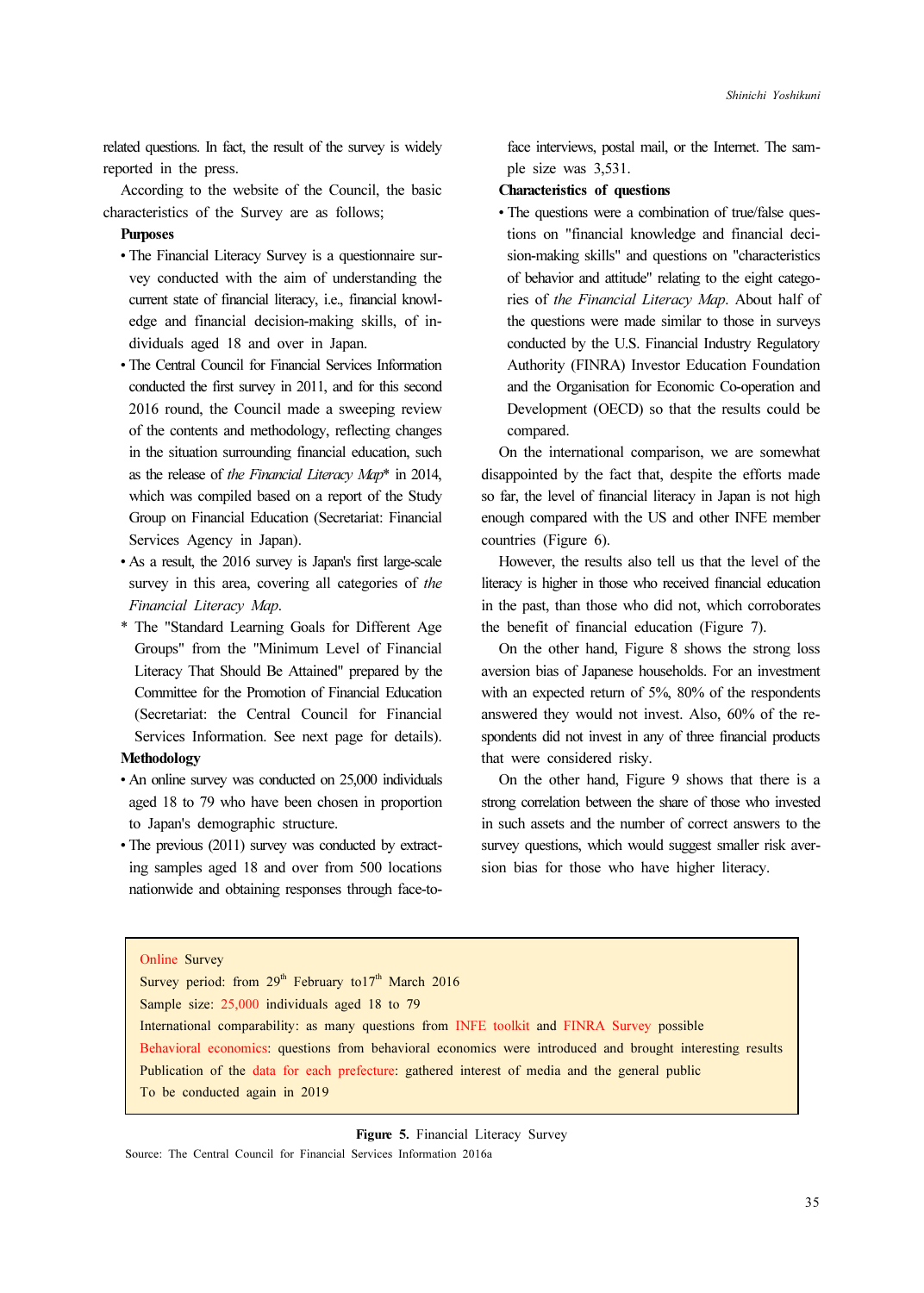related questions. In fact, the result of the survey is widely reported in the press.

According to the website of the Council, the basic characteristics of the Survey are as follows;

**Purposes**

- The Financial Literacy Survey is a questionnaire survey conducted with the aim of understanding the current state of financial literacy, i.e., financial knowledge and financial decision-making skills, of individuals aged 18 and over in Japan.
- The Central Council for Financial Services Information conducted the first survey in 2011, and for this second 2016 round, the Council made a sweeping review of the contents and methodology, reflecting changes in the situation surrounding financial education, such as the release of *the Financial Literacy Map** in 2014, which was compiled based on a report of the Study Group on Financial Education (Secretariat: Financial Services Agency in Japan).
- As a result, the 2016 survey is Japan's first large-scale survey in this area, covering all categories of *the Financial Literacy Map*.

\* The "Standard Learning Goals for Different Age Groups" from the "Minimum Level of Financial Literacy That Should Be Attained" prepared by the Committee for the Promotion of Financial Education (Secretariat: the Central Council for Financial Services Information. See next page for details).

**Methodology**

- An online survey was conducted on 25,000 individuals aged 18 to 79 who have been chosen in proportion to Japan's demographic structure.
- The previous (2011) survey was conducted by extracting samples aged 18 and over from 500 locations nationwide and obtaining responses through face-to-face interviews, postal mail, or the Internet. The sample size was 3,531.

**Characteristics of questions**

- The questions were a combination of true/false questions on "financial knowledge and financial decision-making skills" and questions on "characteristics of behavior and attitude" relating to the eight categories of *the Financial Literacy Map*. About half of the questions were made similar to those in surveys conducted by the U.S. Financial Industry Regulatory Authority (FINRA) Investor Education Foundation and the Organisation for Economic Co-operation and Development (OECD) so that the results could be compared.

On the international comparison, we are somewhat disappointed by the fact that, despite the efforts made so far, the level of financial literacy in Japan is not high enough compared with the US and other INFE member countries (Figure 6).

However, the results also tell us that the level of the literacy is higher in those who received financial education in the past, than those who did not, which corroborates the benefit of financial education (Figure 7).

On the other hand, Figure 8 shows the strong loss aversion bias of Japanese households. For an investment with an expected return of 5%, 80% of the respondents answered they would not invest. Also, 60% of the respondents did not invest in any of three financial products that were considered risky.

On the other hand, Figure 9 shows that there is a strong correlation between the share of those who invested in such assets and the number of correct answers to the survey questions, which would suggest smaller risk aversion bias for those who have higher literacy.

> Online Survey
> Survey period: from 29th February to17th March 2016
> Sample size: 25,000 individuals aged 18 to 79
> International comparability: as many questions from INFE toolkit and FINRA Survey possible
> Behavioral economics: questions from behavioral economics were introduced and brought interesting results
> Publication of the data for each prefecture: gathered interest of media and the general public
> To be conducted again in 2019

**Figure 5.** Financial Literacy Survey
Source: The Central Council for Financial Services Information 2016a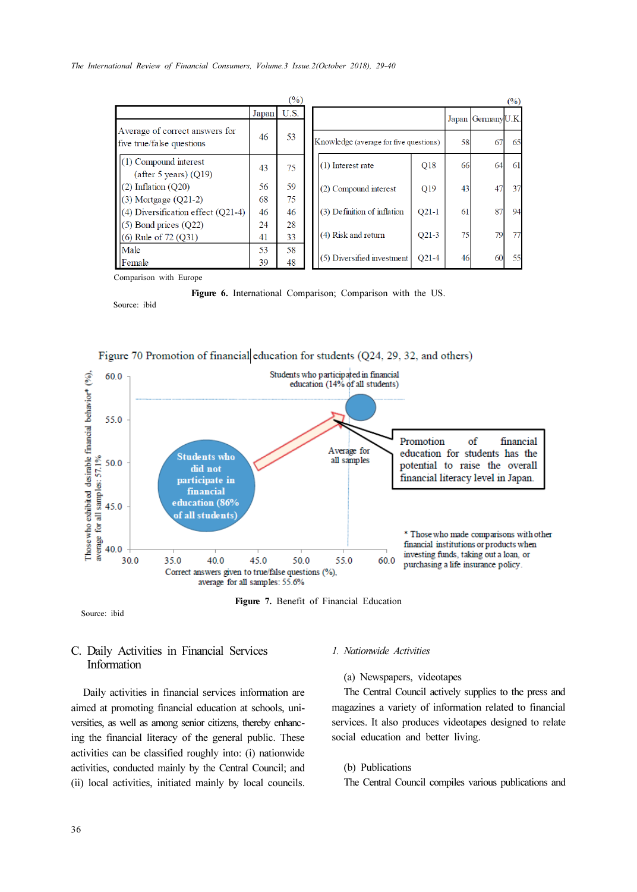(%)

| | Japan | U.S. |
|---|---|---|
| Average of correct answers for five true/false questions | 46 | 53 |
| (1) Compound interest (after 5 years) (Q19) | 43 | 75 |
| (2) Inflation (Q20) | 56 | 59 |
| (3) Mortgage (Q21-2) | 68 | 75 |
| (4) Diversification effect (Q21-4) | 46 | 46 |
| (5) Bond prices (Q22) | 24 | 28 |
| (6) Rule of 72 (Q31) | 41 | 33 |
| Male | 53 | 58 |
| Female | 39 | 48 |

(%)

| | | Japan | Germany | U.K. |
|---|---|---|---|---|
| Knowledge (average for five questions) | | 58 | 67 | 65 |
| (1) Interest rate | Q18 | 66 | 64 | 61 |
| (2) Compound interest | Q19 | 43 | 47 | 37 |
| (3) Definition of inflation | Q21-1 | 61 | 87 | 94 |
| (4) Risk and return | Q21-3 | 75 | 79 | 77 |
| (5) Diversified investment | Q21-4 | 46 | 60 | 55 |

Comparison with Europe

**Figure 6.** International Comparison; Comparison with the US.

Source: ibid

Figure 70 Promotion of financial education for students (Q24, 29, 32, and others)

Those who exhibited desirable financial behavior* (%), average for all samples: 57.1%

Correct answers given to true/false questions (%), average for all samples: 55.6%

Students who participated in financial education (14% of all students)

Students who did not participate in financial education (86% of all students)

Average for all samples

Promotion of financial education for students has the potential to raise the overall financial literacy level in Japan.

\* Those who made comparisons with other financial institutions or products when investing funds, taking out a loan, or purchasing a life insurance policy.

**Figure 7.** Benefit of Financial Education

Source: ibid

## C. Daily Activities in Financial Services Information

Daily activities in financial services information are aimed at promoting financial education at schools, universities, as well as among senior citizens, thereby enhancing the financial literacy of the general public. These activities can be classified roughly into: (i) nationwide activities, conducted mainly by the Central Council; and (ii) local activities, initiated mainly by local councils.

### *1. Nationwide Activities*

(a) Newspapers, videotapes

The Central Council actively supplies to the press and magazines a variety of information related to financial services. It also produces videotapes designed to relate social education and better living.

(b) Publications

The Central Council compiles various publications and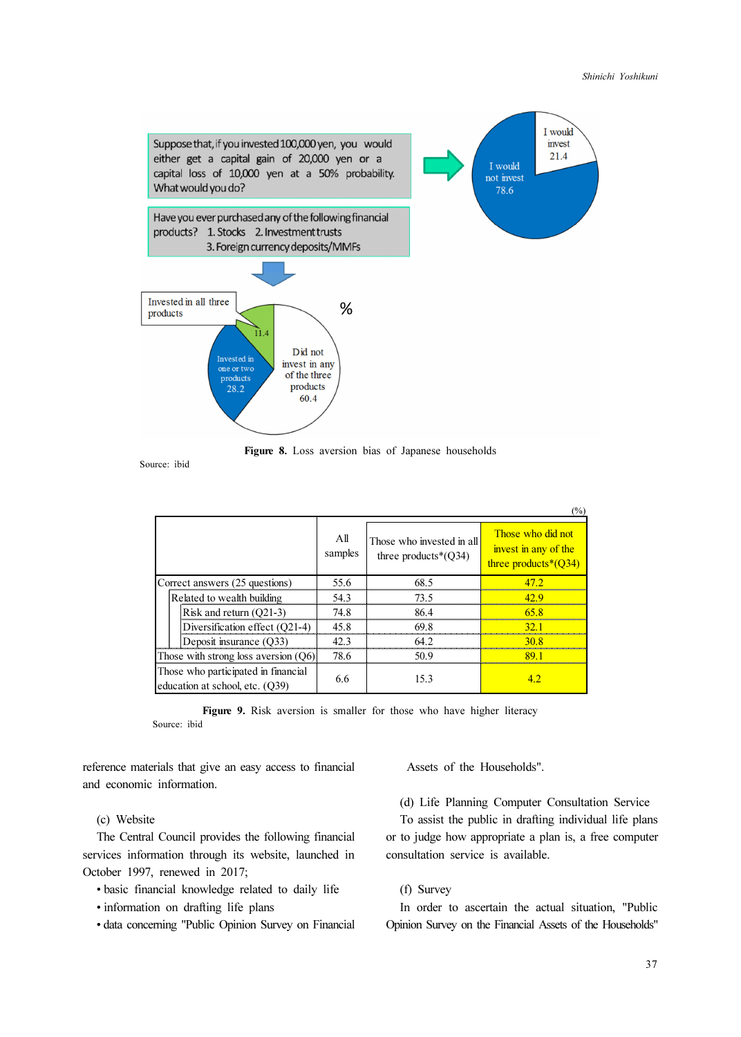Suppose that, if you invested 100,000 yen, you would either get a capital gain of 20,000 yen or a capital loss of 10,000 yen at a 50% probability. What would you do?

I would invest 21.4
I would not invest 78.6

Have you ever purchased any of the following financial products? 1. Stocks 2. Investment trusts 3. Foreign currency deposits/MMFs

%

Invested in all three products 11.4
Invested in one or two products 28.2
Did not invest in any of the three products 60.4

**Figure 8.** Loss aversion bias of Japanese households

Source: ibid

(%)

| | All samples | Those who invested in all three products*(Q34) | Those who did not invest in any of the three products*(Q34) |
|---|---|---|---|
| Correct answers (25 questions) | 55.6 | 68.5 | 47.2 |
| Related to wealth building | 54.3 | 73.5 | 42.9 |
| Risk and return (Q21-3) | 74.8 | 86.4 | 65.8 |
| Diversification effect (Q21-4) | 45.8 | 69.8 | 32.1 |
| Deposit insurance (Q33) | 42.3 | 64.2 | 30.8 |
| Those with strong loss aversion (Q6) | 78.6 | 50.9 | 89.1 |
| Those who participated in financial education at school, etc. (Q39) | 6.6 | 15.3 | 4.2 |

**Figure 9.** Risk aversion is smaller for those who have higher literacy

Source: ibid

reference materials that give an easy access to financial and economic information.

(c) Website

The Central Council provides the following financial services information through its website, launched in October 1997, renewed in 2017;

- basic financial knowledge related to daily life
- information on drafting life plans
- data concerning "Public Opinion Survey on Financial Assets of the Households".

(d) Life Planning Computer Consultation Service

To assist the public in drafting individual life plans or to judge how appropriate a plan is, a free computer consultation service is available.

(f) Survey

In order to ascertain the actual situation, "Public Opinion Survey on the Financial Assets of the Households"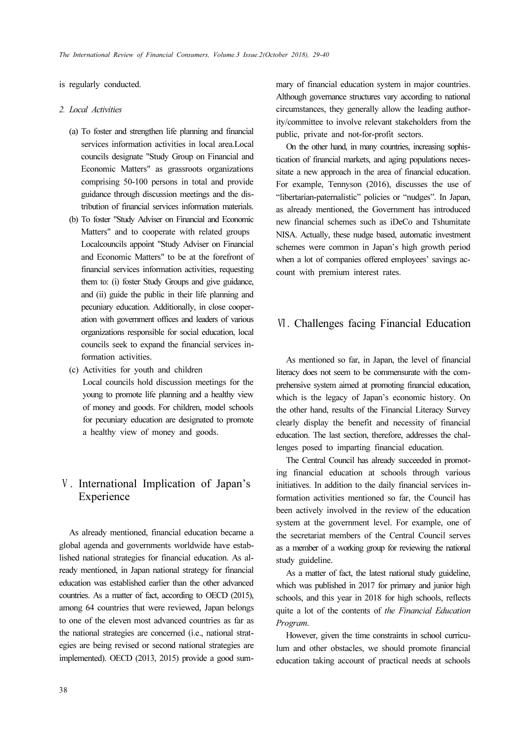is regularly conducted.

*2. Local Activities*

(a) To foster and strengthen life planning and financial services information activities in local area.Local councils designate "Study Group on Financial and Economic Matters" as grassroots organizations comprising 50-100 persons in total and provide guidance through discussion meetings and the distribution of financial services information materials.

(b) To foster "Study Adviser on Financial and Economic Matters" and to cooperate with related groups Localcouncils appoint "Study Adviser on Financial and Economic Matters" to be at the forefront of financial services information activities, requesting them to: (i) foster Study Groups and give guidance, and (ii) guide the public in their life planning and pecuniary education. Additionally, in close cooperation with government offices and leaders of various organizations responsible for social education, local councils seek to expand the financial services information activities.

(c) Activities for youth and children
Local councils hold discussion meetings for the young to promote life planning and a healthy view of money and goods. For children, model schools for pecuniary education are designated to promote a healthy view of money and goods.

## Ⅴ. International Implication of Japan's Experience

As already mentioned, financial education became a global agenda and governments worldwide have established national strategies for financial education. As already mentioned, in Japan national strategy for financial education was established earlier than the other advanced countries. As a matter of fact, according to OECD (2015), among 64 countries that were reviewed, Japan belongs to one of the eleven most advanced countries as far as the national strategies are concerned (i.e., national strategies are being revised or second national strategies are implemented). OECD (2013, 2015) provide a good summary of financial education system in major countries. Although governance structures vary according to national circumstances, they generally allow the leading authority/committee to involve relevant stakeholders from the public, private and not-for-profit sectors.

On the other hand, in many countries, increasing sophistication of financial markets, and aging populations necessitate a new approach in the area of financial education. For example, Tennyson (2016), discusses the use of "libertarian-paternalistic" policies or "nudges". In Japan, as already mentioned, the Government has introduced new financial schemes such as iDeCo and Tshumitate NISA. Actually, these nudge based, automatic investment schemes were common in Japan's high growth period when a lot of companies offered employees' savings account with premium interest rates.

## Ⅵ. Challenges facing Financial Education

As mentioned so far, in Japan, the level of financial literacy does not seem to be commensurate with the comprehensive system aimed at promoting financial education, which is the legacy of Japan's economic history. On the other hand, results of the Financial Literacy Survey clearly display the benefit and necessity of financial education. The last section, therefore, addresses the challenges posed to imparting financial education.

The Central Council has already succeeded in promoting financial education at schools through various initiatives. In addition to the daily financial services information activities mentioned so far, the Council has been actively involved in the review of the education system at the government level. For example, one of the secretariat members of the Central Council serves as a member of a working group for reviewing the national study guideline.

As a matter of fact, the latest national study guideline, which was published in 2017 for primary and junior high schools, and this year in 2018 for high schools, reflects quite a lot of the contents of *the Financial Education Program*.

However, given the time constraints in school curriculum and other obstacles, we should promote financial education taking account of practical needs at schools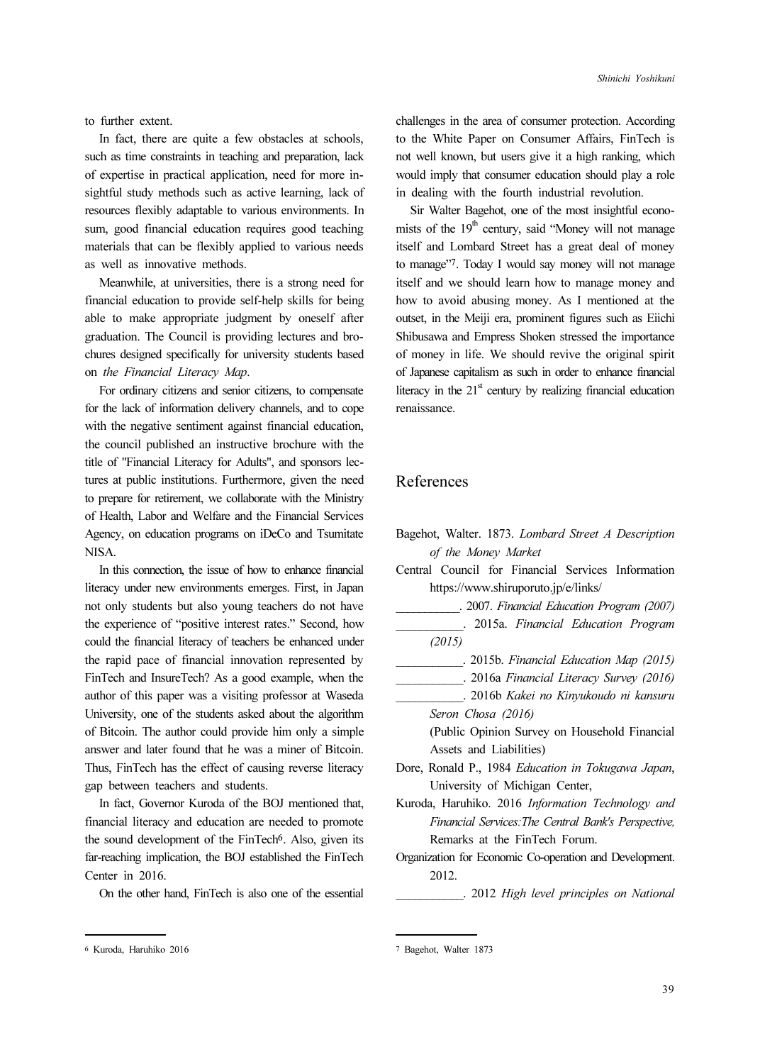to further extent.

In fact, there are quite a few obstacles at schools, such as time constraints in teaching and preparation, lack of expertise in practical application, need for more insightful study methods such as active learning, lack of resources flexibly adaptable to various environments. In sum, good financial education requires good teaching materials that can be flexibly applied to various needs as well as innovative methods.

Meanwhile, at universities, there is a strong need for financial education to provide self-help skills for being able to make appropriate judgment by oneself after graduation. The Council is providing lectures and brochures designed specifically for university students based on *the Financial Literacy Map*.

For ordinary citizens and senior citizens, to compensate for the lack of information delivery channels, and to cope with the negative sentiment against financial education, the council published an instructive brochure with the title of "Financial Literacy for Adults", and sponsors lectures at public institutions. Furthermore, given the need to prepare for retirement, we collaborate with the Ministry of Health, Labor and Welfare and the Financial Services Agency, on education programs on iDeCo and Tsumitate NISA.

In this connection, the issue of how to enhance financial literacy under new environments emerges. First, in Japan not only students but also young teachers do not have the experience of "positive interest rates." Second, how could the financial literacy of teachers be enhanced under the rapid pace of financial innovation represented by FinTech and InsureTech? As a good example, when the author of this paper was a visiting professor at Waseda University, one of the students asked about the algorithm of Bitcoin. The author could provide him only a simple answer and later found that he was a miner of Bitcoin. Thus, FinTech has the effect of causing reverse literacy gap between teachers and students.

In fact, Governor Kuroda of the BOJ mentioned that, financial literacy and education are needed to promote the sound development of the FinTech[6]. Also, given its far-reaching implication, the BOJ established the FinTech Center in 2016.

On the other hand, FinTech is also one of the essential challenges in the area of consumer protection. According to the White Paper on Consumer Affairs, FinTech is not well known, but users give it a high ranking, which would imply that consumer education should play a role in dealing with the fourth industrial revolution.

Sir Walter Bagehot, one of the most insightful economists of the 19th century, said "Money will not manage itself and Lombard Street has a great deal of money to manage"[7]. Today I would say money will not manage itself and we should learn how to manage money and how to avoid abusing money. As I mentioned at the outset, in the Meiji era, prominent figures such as Eiichi Shibusawa and Empress Shoken stressed the importance of money in life. We should revive the original spirit of Japanese capitalism as such in order to enhance financial literacy in the 21st century by realizing financial education renaissance.

## References

Bagehot, Walter. 1873. *Lombard Street A Description of the Money Market*

Central Council for Financial Services Information https://www.shiruporuto.jp/e/links/

\_\_\_\_\_\_\_\_\_\_\_. 2007. *Financial Education Program (2007)*

\_\_\_\_\_\_\_\_\_\_\_. 2015a. *Financial Education Program (2015)*

\_\_\_\_\_\_\_\_\_\_\_. 2015b. *Financial Education Map (2015)*

\_\_\_\_\_\_\_\_\_\_\_. 2016a *Financial Literacy Survey (2016)*

\_\_\_\_\_\_\_\_\_\_\_. 2016b *Kakei no Kinyukoudo ni kansuru Seron Chosa (2016)* (Public Opinion Survey on Household Financial Assets and Liabilities)

Dore, Ronald P., 1984 *Education in Tokugawa Japan*, University of Michigan Center,

Kuroda, Haruhiko. 2016 *Information Technology and Financial Services:The Central Bank's Perspective,* Remarks at the FinTech Forum.

Organization for Economic Co-operation and Development. 2012.

\_\_\_\_\_\_\_\_\_\_\_. 2012 *High level principles on National*

---

6 Kuroda, Haruhiko 2016

7 Bagehot, Walter 1873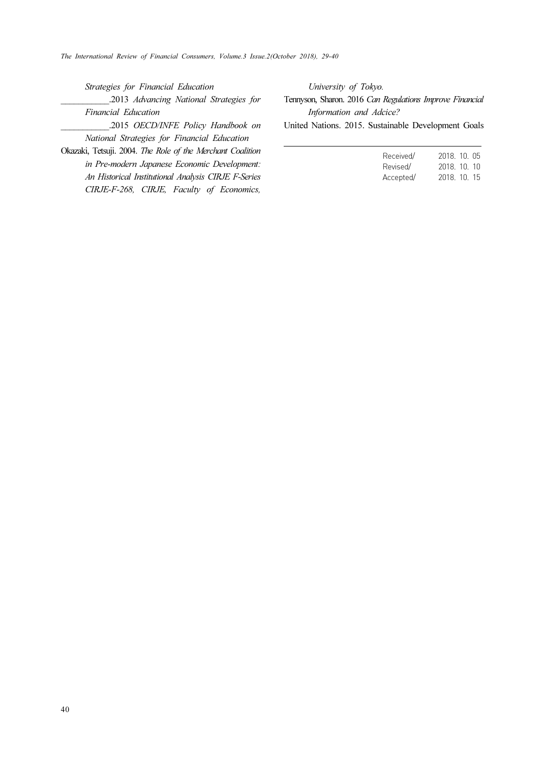*Strategies for Financial Education*

___________.2013 *Advancing National Strategies for Financial Education*

___________.2015 *OECD/INFE Policy Handbook on National Strategies for Financial Education*

Okazaki, Tetsuji. 2004. *The Role of the Merchant Coalition in Pre-modern Japanese Economic Development: An Historical Institutional Analysis CIRJE F-Series CIRJE-F-268, CIRJE, Faculty of Economics, University of Tokyo.*

Tennyson, Sharon. 2016 *Can Regulations Improve Financial Information and Adcice?*

United Nations. 2015. Sustainable Development Goals

---

Received/ 2018. 10. 05
Revised/ 2018. 10. 10
Accepted/ 2018. 10. 15